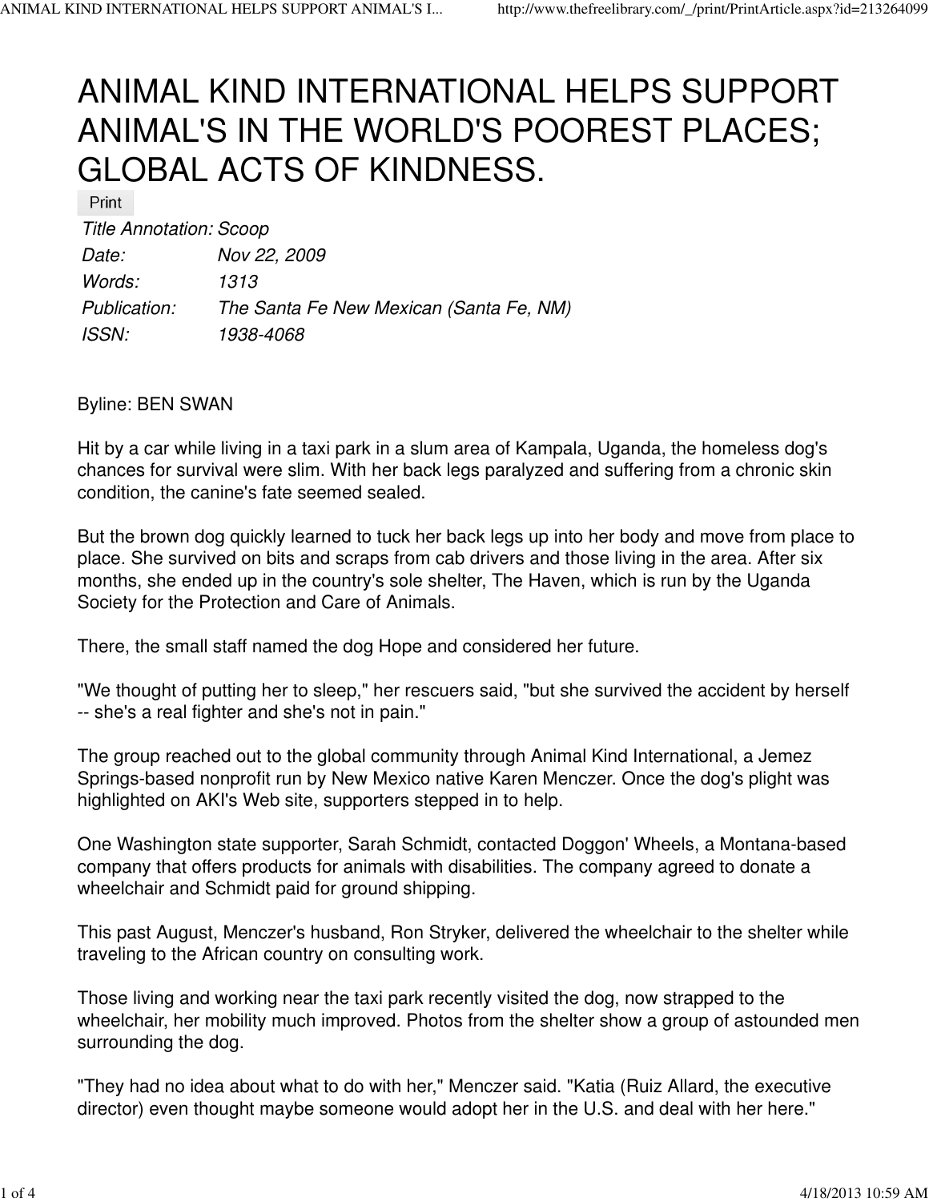# ANIMAL KIND INTERNATIONAL HELPS SUPPORT ANIMAL'S IN THE WORLD'S POOREST PLACES; GLOBAL ACTS OF KINDNESS.

| | |
|---|---|
| *Title Annotation:* | *Scoop* |
| *Date:* | *Nov 22, 2009* |
| *Words:* | *1313* |
| *Publication:* | *The Santa Fe New Mexican (Santa Fe, NM)* |
| *ISSN:* | *1938-4068* |

Byline: BEN SWAN

Hit by a car while living in a taxi park in a slum area of Kampala, Uganda, the homeless dog's chances for survival were slim. With her back legs paralyzed and suffering from a chronic skin condition, the canine's fate seemed sealed.

But the brown dog quickly learned to tuck her back legs up into her body and move from place to place. She survived on bits and scraps from cab drivers and those living in the area. After six months, she ended up in the country's sole shelter, The Haven, which is run by the Uganda Society for the Protection and Care of Animals.

There, the small staff named the dog Hope and considered her future.

"We thought of putting her to sleep," her rescuers said, "but she survived the accident by herself -- she's a real fighter and she's not in pain."

The group reached out to the global community through Animal Kind International, a Jemez Springs-based nonprofit run by New Mexico native Karen Menczer. Once the dog's plight was highlighted on AKI's Web site, supporters stepped in to help.

One Washington state supporter, Sarah Schmidt, contacted Doggon' Wheels, a Montana-based company that offers products for animals with disabilities. The company agreed to donate a wheelchair and Schmidt paid for ground shipping.

This past August, Menczer's husband, Ron Stryker, delivered the wheelchair to the shelter while traveling to the African country on consulting work.

Those living and working near the taxi park recently visited the dog, now strapped to the wheelchair, her mobility much improved. Photos from the shelter show a group of astounded men surrounding the dog.

"They had no idea about what to do with her," Menczer said. "Katia (Ruiz Allard, the executive director) even thought maybe someone would adopt her in the U.S. and deal with her here."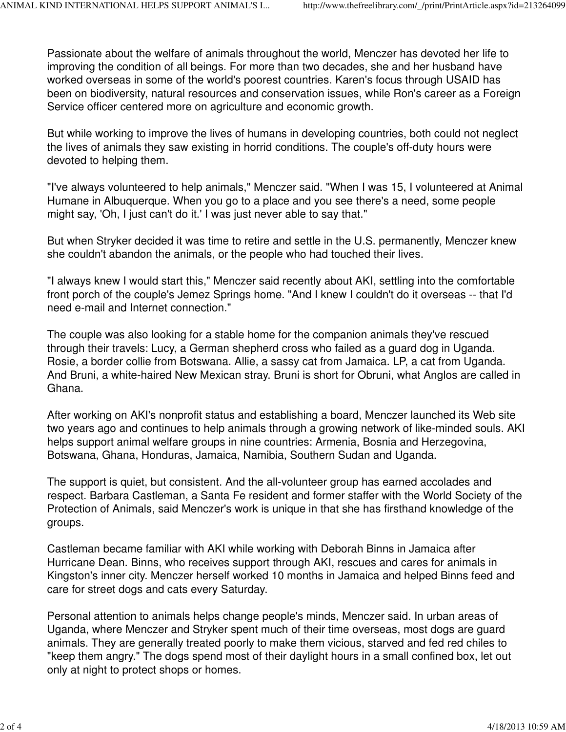Passionate about the welfare of animals throughout the world, Menczer has devoted her life to improving the condition of all beings. For more than two decades, she and her husband have worked overseas in some of the world's poorest countries. Karen's focus through USAID has been on biodiversity, natural resources and conservation issues, while Ron's career as a Foreign Service officer centered more on agriculture and economic growth.

But while working to improve the lives of humans in developing countries, both could not neglect the lives of animals they saw existing in horrid conditions. The couple's off-duty hours were devoted to helping them.

"I've always volunteered to help animals," Menczer said. "When I was 15, I volunteered at Animal Humane in Albuquerque. When you go to a place and you see there's a need, some people might say, 'Oh, I just can't do it.' I was just never able to say that."

But when Stryker decided it was time to retire and settle in the U.S. permanently, Menczer knew she couldn't abandon the animals, or the people who had touched their lives.

"I always knew I would start this," Menczer said recently about AKI, settling into the comfortable front porch of the couple's Jemez Springs home. "And I knew I couldn't do it overseas -- that I'd need e-mail and Internet connection."

The couple was also looking for a stable home for the companion animals they've rescued through their travels: Lucy, a German shepherd cross who failed as a guard dog in Uganda. Rosie, a border collie from Botswana. Allie, a sassy cat from Jamaica. LP, a cat from Uganda. And Bruni, a white-haired New Mexican stray. Bruni is short for Obruni, what Anglos are called in Ghana.

After working on AKI's nonprofit status and establishing a board, Menczer launched its Web site two years ago and continues to help animals through a growing network of like-minded souls. AKI helps support animal welfare groups in nine countries: Armenia, Bosnia and Herzegovina, Botswana, Ghana, Honduras, Jamaica, Namibia, Southern Sudan and Uganda.

The support is quiet, but consistent. And the all-volunteer group has earned accolades and respect. Barbara Castleman, a Santa Fe resident and former staffer with the World Society of the Protection of Animals, said Menczer's work is unique in that she has firsthand knowledge of the groups.

Castleman became familiar with AKI while working with Deborah Binns in Jamaica after Hurricane Dean. Binns, who receives support through AKI, rescues and cares for animals in Kingston's inner city. Menczer herself worked 10 months in Jamaica and helped Binns feed and care for street dogs and cats every Saturday.

Personal attention to animals helps change people's minds, Menczer said. In urban areas of Uganda, where Menczer and Stryker spent much of their time overseas, most dogs are guard animals. They are generally treated poorly to make them vicious, starved and fed red chiles to "keep them angry." The dogs spend most of their daylight hours in a small confined box, let out only at night to protect shops or homes.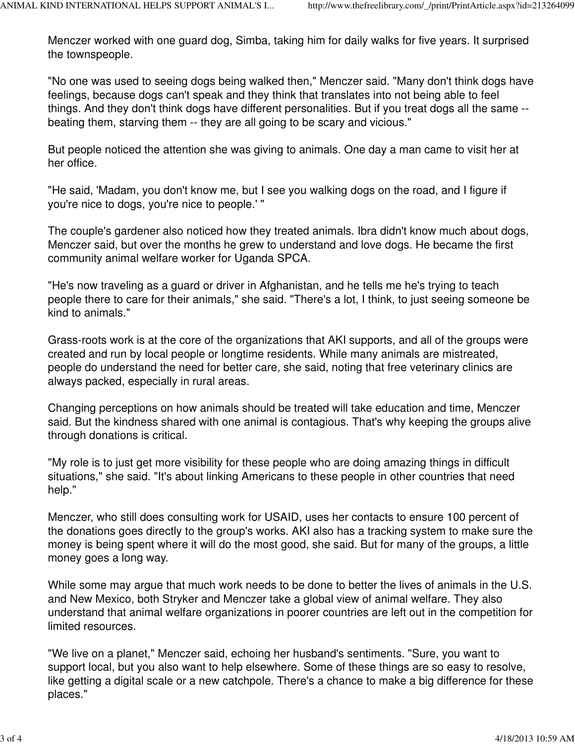Menczer worked with one guard dog, Simba, taking him for daily walks for five years. It surprised the townspeople.

"No one was used to seeing dogs being walked then," Menczer said. "Many don't think dogs have feelings, because dogs can't speak and they think that translates into not being able to feel things. And they don't think dogs have different personalities. But if you treat dogs all the same -- beating them, starving them -- they are all going to be scary and vicious."

But people noticed the attention she was giving to animals. One day a man came to visit her at her office.

"He said, 'Madam, you don't know me, but I see you walking dogs on the road, and I figure if you're nice to dogs, you're nice to people.' "

The couple's gardener also noticed how they treated animals. Ibra didn't know much about dogs, Menczer said, but over the months he grew to understand and love dogs. He became the first community animal welfare worker for Uganda SPCA.

"He's now traveling as a guard or driver in Afghanistan, and he tells me he's trying to teach people there to care for their animals," she said. "There's a lot, I think, to just seeing someone be kind to animals."

Grass-roots work is at the core of the organizations that AKI supports, and all of the groups were created and run by local people or longtime residents. While many animals are mistreated, people do understand the need for better care, she said, noting that free veterinary clinics are always packed, especially in rural areas.

Changing perceptions on how animals should be treated will take education and time, Menczer said. But the kindness shared with one animal is contagious. That's why keeping the groups alive through donations is critical.

"My role is to just get more visibility for these people who are doing amazing things in difficult situations," she said. "It's about linking Americans to these people in other countries that need help."

Menczer, who still does consulting work for USAID, uses her contacts to ensure 100 percent of the donations goes directly to the group's works. AKI also has a tracking system to make sure the money is being spent where it will do the most good, she said. But for many of the groups, a little money goes a long way.

While some may argue that much work needs to be done to better the lives of animals in the U.S. and New Mexico, both Stryker and Menczer take a global view of animal welfare. They also understand that animal welfare organizations in poorer countries are left out in the competition for limited resources.

"We live on a planet," Menczer said, echoing her husband's sentiments. "Sure, you want to support local, but you also want to help elsewhere. Some of these things are so easy to resolve, like getting a digital scale or a new catchpole. There's a chance to make a big difference for these places."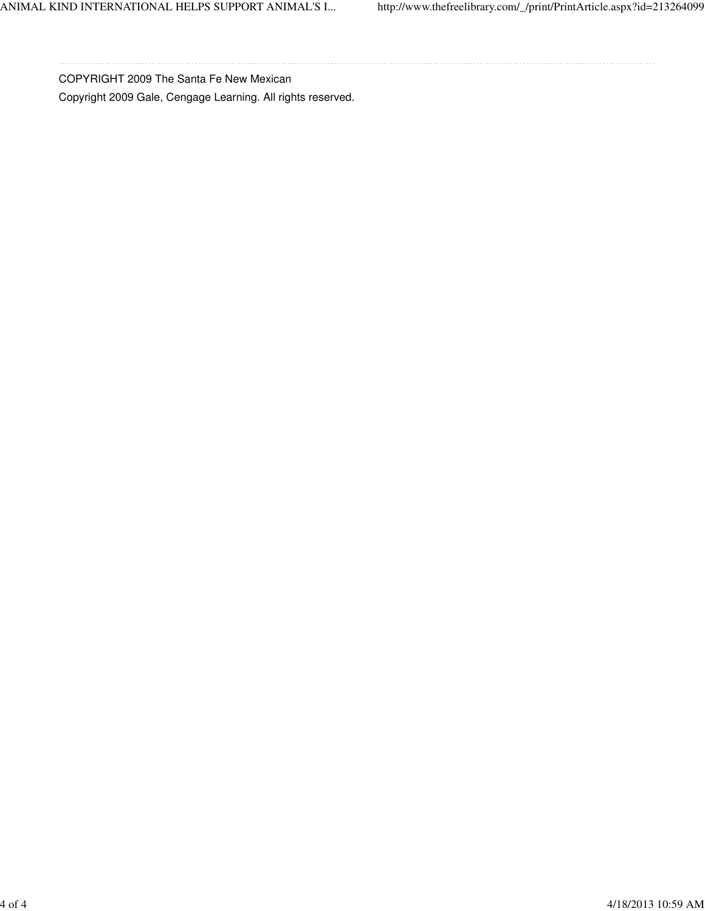---

COPYRIGHT 2009 The Santa Fe New Mexican

Copyright 2009 Gale, Cengage Learning. All rights reserved.